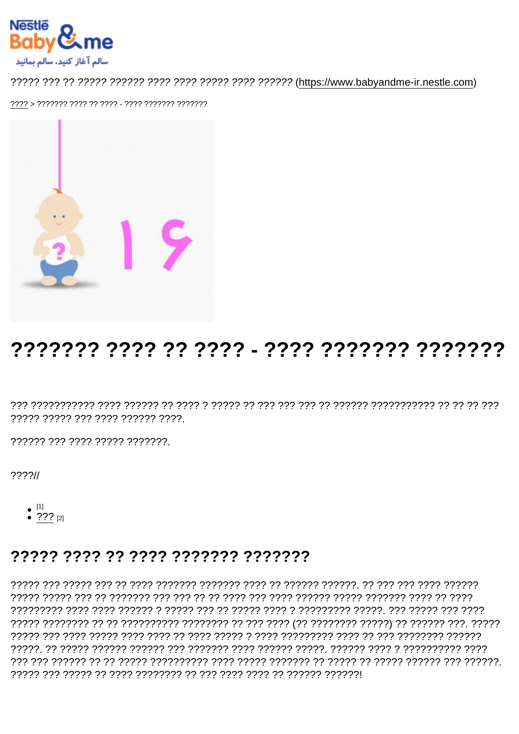????? ??? ?? ????? ?????? ???? ???? ????? ???? ?????? (https://www.babyandme-ir.nestle.com)

???? > ??????? ???? ?? ???? - ???? ??????? ???????

# ??????? ???? ?? ???? - ???? ??????? ???????

??? ??????????? ???? ?????? ?? ???? ? ????? ?? ??? ??? ??? ?? ?????? ??????????? ?? ?? ?? ??? ????? ????? ??? ???? ?????? ????.

?????? ??? ???? ????? ???????.

????//

- [1]
- ??? [2]

## ????? ???? ?? ???? ??????? ???????

????? ??? ????? ??? ?? ???? ??????? ??????? ???? ?? ?????? ??????. ?? ??? ??? ???? ?????? ????? ????? ??? ?? ??????? ??? ??? ?? ?? ???? ??? ???? ?????? ????? ??????? ???? ?? ???? ????????? ???? ???? ?????? ? ????? ??? ?? ????? ???? ? ????????? ?????. ??? ????? ??? ???? ????? ???????? ?? ?? ?????????? ???????? ?? ??? ???? (?? ???????? ?????) ?? ?????? ???. ????? ????? ??? ???? ????? ???? ???? ?? ???? ????? ? ???? ????????? ???? ?? ??? ???????? ?????? ?????. ?? ????? ?????? ?????? ??? ??????? ???? ?????? ?????. ?????? ???? ? ?????????? ???? ??? ??? ?????? ?? ?? ????? ?????????? ???? ????? ??????? ?? ????? ?? ????? ?????? ??? ??????. ????? ??? ????? ?? ???? ???????? ?? ??? ???? ???? ?? ?????? ??????!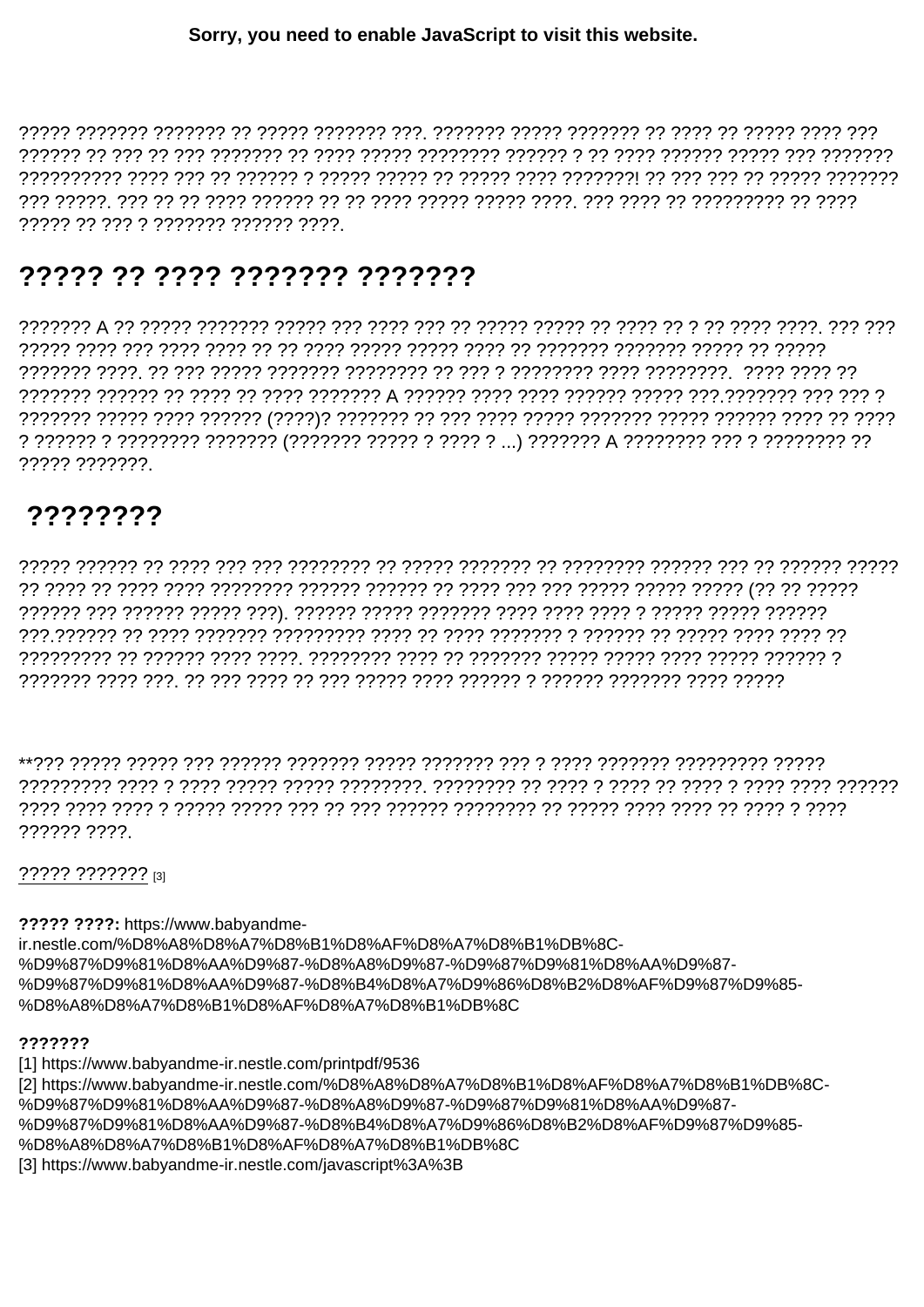**Sorry, you need to enable JavaScript to visit this website.**

????? ??????? ??????? ?? ????? ??????? ???. ??????? ????? ??????? ?? ???? ?? ????? ???? ??? ?????? ?? ??? ?? ??? ??????? ?? ???? ????? ???????? ?????? ? ?? ???? ?????? ????? ??? ??????? ?????????? ???? ??? ?? ?????? ? ????? ????? ?? ????? ???? ???????! ?? ??? ??? ?? ????? ??????? ??? ?????. ??? ?? ?? ???? ?????? ?? ?? ???? ????? ????? ????. ??? ???? ?? ????????? ?? ???? ????? ?? ??? ? ??????? ?????? ????.

## ????? ?? ???? ??????? ???????

??????? A ?? ????? ??????? ????? ??? ???? ??? ?? ????? ????? ?? ???? ?? ? ?? ???? ????. ??? ??? ????? ???? ??? ???? ???? ?? ?? ???? ????? ????? ???? ?? ??????? ??????? ????? ?? ????? ??????? ????. ?? ??? ????? ??????? ???????? ?? ??? ? ???????? ???? ????????.  ???? ???? ?? ??????? ?????? ?? ???? ?? ???? ??????? A ?????? ???? ???? ?????? ????? ???.??????? ??? ??? ? ??????? ????? ???? ?????? (????)? ??????? ?? ??? ???? ????? ??????? ????? ?????? ???? ?? ???? ? ?????? ? ???????? ??????? (??????? ????? ? ???? ? ...) ??????? A ???????? ??? ? ???????? ?? ????? ???????.

## ????????

????? ?????? ?? ???? ??? ??? ???????? ?? ????? ??????? ?? ???????? ?????? ??? ?? ?????? ????? ?? ???? ?? ???? ???? ???????? ?????? ?????? ?? ???? ??? ??? ????? ????? ????? (?? ?? ????? ?????? ??? ?????? ????? ???). ?????? ????? ??????? ???? ???? ???? ? ????? ????? ?????? ???.?????? ?? ???? ??????? ????????? ???? ?? ???? ??????? ? ?????? ?? ????? ???? ???? ?? ????????? ?? ?????? ???? ????. ???????? ???? ?? ??????? ????? ????? ???? ????? ?????? ? ??????? ???? ???. ?? ??? ???? ?? ??? ????? ???? ?????? ? ?????? ??????? ???? ?????

**??? ????? ????? ??? ?????? ??????? ????? ??????? ??? ? ???? ??????? ????????? ????? ????????? ???? ? ???? ????? ????? ????????. ???????? ?? ???? ? ???? ?? ???? ? ???? ???? ?????? ???? ???? ???? ? ????? ????? ??? ?? ??? ?????? ???????? ?? ????? ???? ???? ?? ???? ? ???? ?????? ????.

????? ??????? [3]

**????? ????:** https://www.babyandme-ir.nestle.com/%D8%A8%D8%A7%D8%B1%D8%AF%D8%A7%D8%B1%DB%8C-%D9%87%D9%81%D8%AA%D9%87-%D8%A8%D9%87-%D9%87%D9%81%D8%AA%D9%87-%D9%87%D9%81%D8%AA%D9%87-%D8%B4%D8%A7%D9%86%D8%B2%D8%AF%D9%87%D9%85-%D8%A8%D8%A7%D8%B1%D8%AF%D8%A7%D8%B1%DB%8C

**???????**

[1] https://www.babyandme-ir.nestle.com/printpdf/9536
[2] https://www.babyandme-ir.nestle.com/%D8%A8%D8%A7%D8%B1%D8%AF%D8%A7%D8%B1%DB%8C-%D9%87%D9%81%D8%AA%D9%87-%D8%A8%D9%87-%D9%87%D9%81%D8%AA%D9%87-%D9%87%D9%81%D8%AA%D9%87-%D8%B4%D8%A7%D9%86%D8%B2%D8%AF%D9%87%D9%85-%D8%A8%D8%A7%D8%B1%D8%AF%D8%A7%D8%B1%DB%8C
[3] https://www.babyandme-ir.nestle.com/javascript%3A%3B